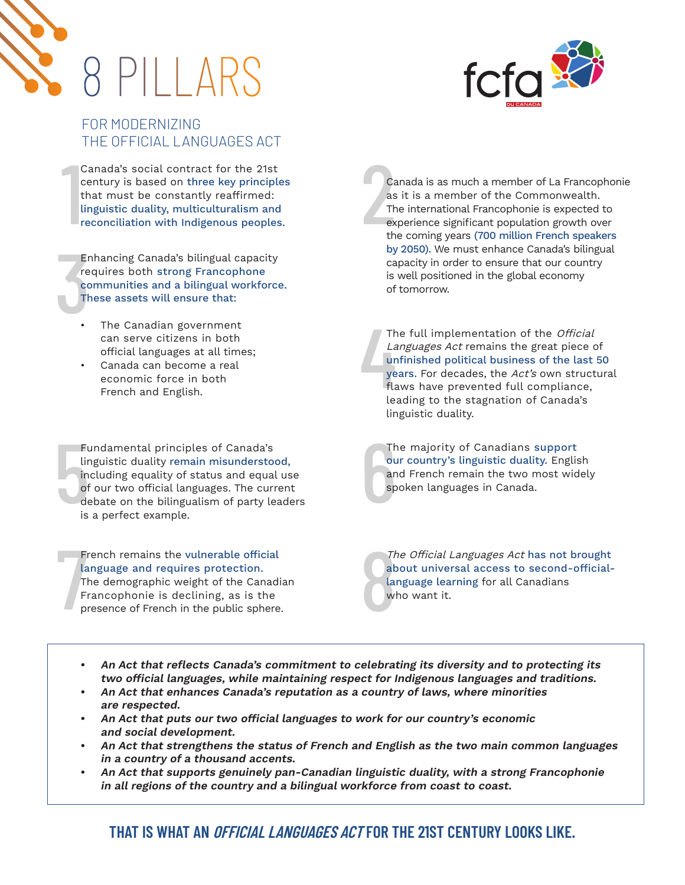# 8 PILLARS

## FOR MODERNIZING THE OFFICIAL LANGUAGES ACT

**1** Canada's social contract for the 21st century is based on three key principles that must be constantly reaffirmed: linguistic duality, multiculturalism and reconciliation with Indigenous peoples.

**2** Canada is as much a member of La Francophonie as it is a member of the Commonwealth. The international Francophonie is expected to experience significant population growth over the coming years (700 million French speakers by 2050). We must enhance Canada's bilingual capacity in order to ensure that our country is well positioned in the global economy of tomorrow.

**3** Enhancing Canada's bilingual capacity requires both strong Francophone communities and a bilingual workforce. These assets will ensure that:

- The Canadian government can serve citizens in both official languages at all times;
- Canada can become a real economic force in both French and English.

**4** The full implementation of the *Official Languages Act* remains the great piece of unfinished political business of the last 50 years. For decades, the *Act's* own structural flaws have prevented full compliance, leading to the stagnation of Canada's linguistic duality.

**5** Fundamental principles of Canada's linguistic duality remain misunderstood, including equality of status and equal use of our two official languages. The current debate on the bilingualism of party leaders is a perfect example.

**6** The majority of Canadians support our country's linguistic duality. English and French remain the two most widely spoken languages in Canada.

**7** French remains the vulnerable official language and requires protection. The demographic weight of the Canadian Francophonie is declining, as is the presence of French in the public sphere.

**8** *The Official Languages Act* has not brought about universal access to second-official-language learning for all Canadians who want it.

- ***An Act that reflects Canada's commitment to celebrating its diversity and to protecting its two official languages, while maintaining respect for Indigenous languages and traditions.***
- ***An Act that enhances Canada's reputation as a country of laws, where minorities are respected.***
- ***An Act that puts our two official languages to work for our country's economic and social development.***
- ***An Act that strengthens the status of French and English as the two main common languages in a country of a thousand accents.***
- ***An Act that supports genuinely pan-Canadian linguistic duality, with a strong Francophonie in all regions of the country and a bilingual workforce from coast to coast.***

**THAT IS WHAT AN *OFFICIAL LANGUAGES ACT* FOR THE 21ST CENTURY LOOKS LIKE.**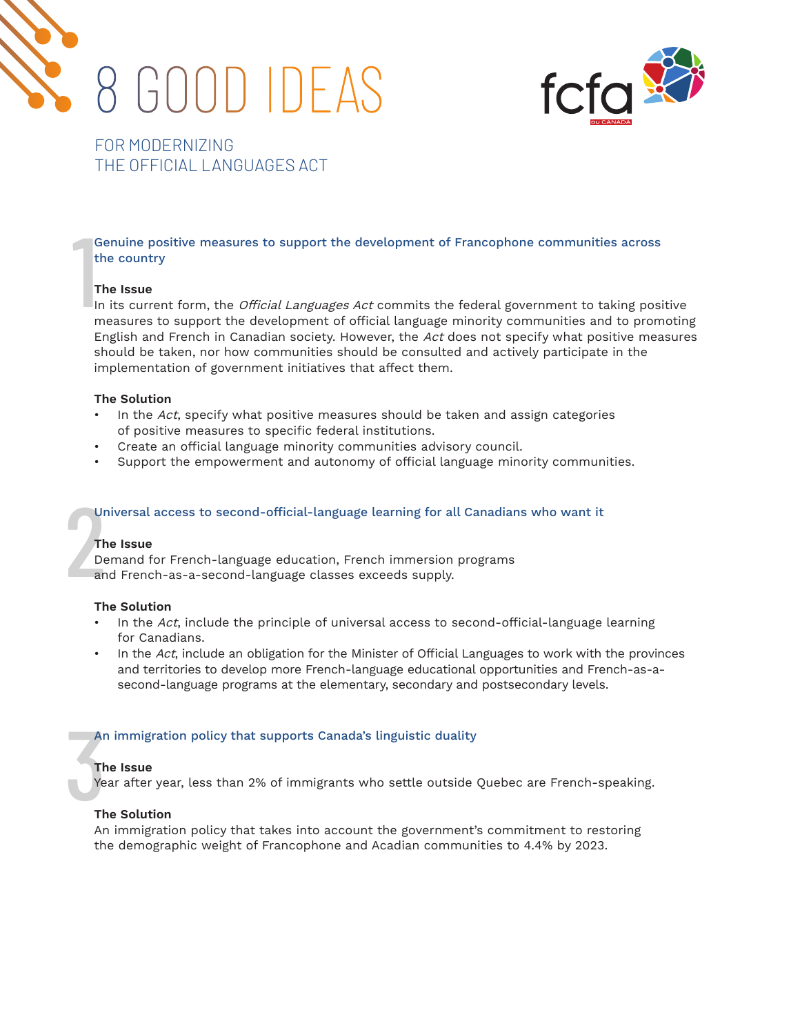# 8 GOOD IDEAS

## FOR MODERNIZING THE OFFICIAL LANGUAGES ACT

### 1 Genuine positive measures to support the development of Francophone communities across the country

**The Issue**

In its current form, the *Official Languages Act* commits the federal government to taking positive measures to support the development of official language minority communities and to promoting English and French in Canadian society. However, the *Act* does not specify what positive measures should be taken, nor how communities should be consulted and actively participate in the implementation of government initiatives that affect them.

**The Solution**

- In the *Act*, specify what positive measures should be taken and assign categories of positive measures to specific federal institutions.
- Create an official language minority communities advisory council.
- Support the empowerment and autonomy of official language minority communities.

### 2 Universal access to second-official-language learning for all Canadians who want it

**The Issue**

Demand for French-language education, French immersion programs and French-as-a-second-language classes exceeds supply.

**The Solution**

- In the *Act*, include the principle of universal access to second-official-language learning for Canadians.
- In the *Act*, include an obligation for the Minister of Official Languages to work with the provinces and territories to develop more French-language educational opportunities and French-as-a-second-language programs at the elementary, secondary and postsecondary levels.

### 3 An immigration policy that supports Canada's linguistic duality

**The Issue**

Year after year, less than 2% of immigrants who settle outside Quebec are French-speaking.

**The Solution**

An immigration policy that takes into account the government's commitment to restoring the demographic weight of Francophone and Acadian communities to 4.4% by 2023.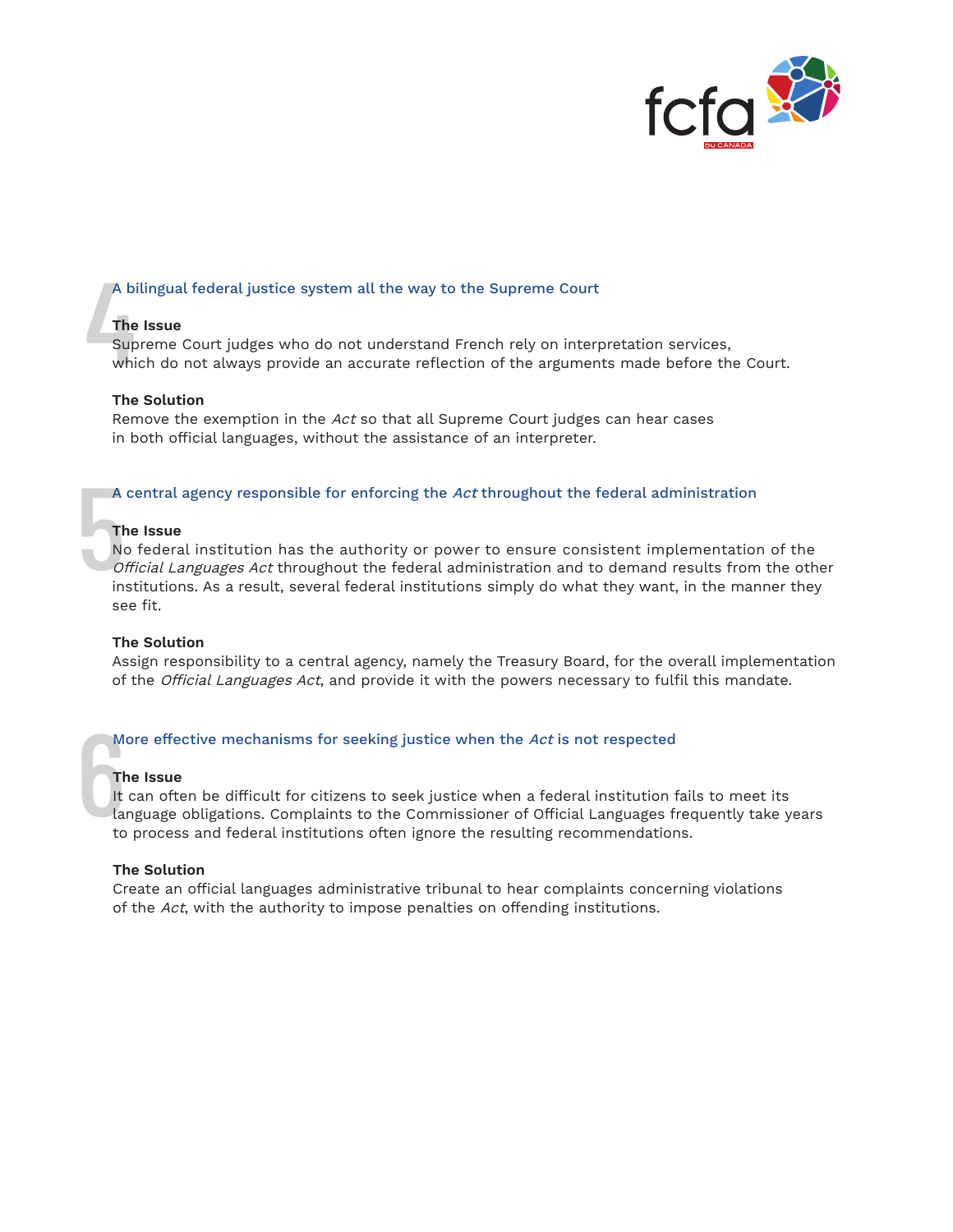## 4 A bilingual federal justice system all the way to the Supreme Court

**The Issue**
Supreme Court judges who do not understand French rely on interpretation services, which do not always provide an accurate reflection of the arguments made before the Court.

**The Solution**
Remove the exemption in the *Act* so that all Supreme Court judges can hear cases in both official languages, without the assistance of an interpreter.

## 5 A central agency responsible for enforcing the *Act* throughout the federal administration

**The Issue**
No federal institution has the authority or power to ensure consistent implementation of the *Official Languages Act* throughout the federal administration and to demand results from the other institutions. As a result, several federal institutions simply do what they want, in the manner they see fit.

**The Solution**
Assign responsibility to a central agency, namely the Treasury Board, for the overall implementation of the *Official Languages Act*, and provide it with the powers necessary to fulfil this mandate.

## 6 More effective mechanisms for seeking justice when the *Act* is not respected

**The Issue**
It can often be difficult for citizens to seek justice when a federal institution fails to meet its language obligations. Complaints to the Commissioner of Official Languages frequently take years to process and federal institutions often ignore the resulting recommendations.

**The Solution**
Create an official languages administrative tribunal to hear complaints concerning violations of the *Act*, with the authority to impose penalties on offending institutions.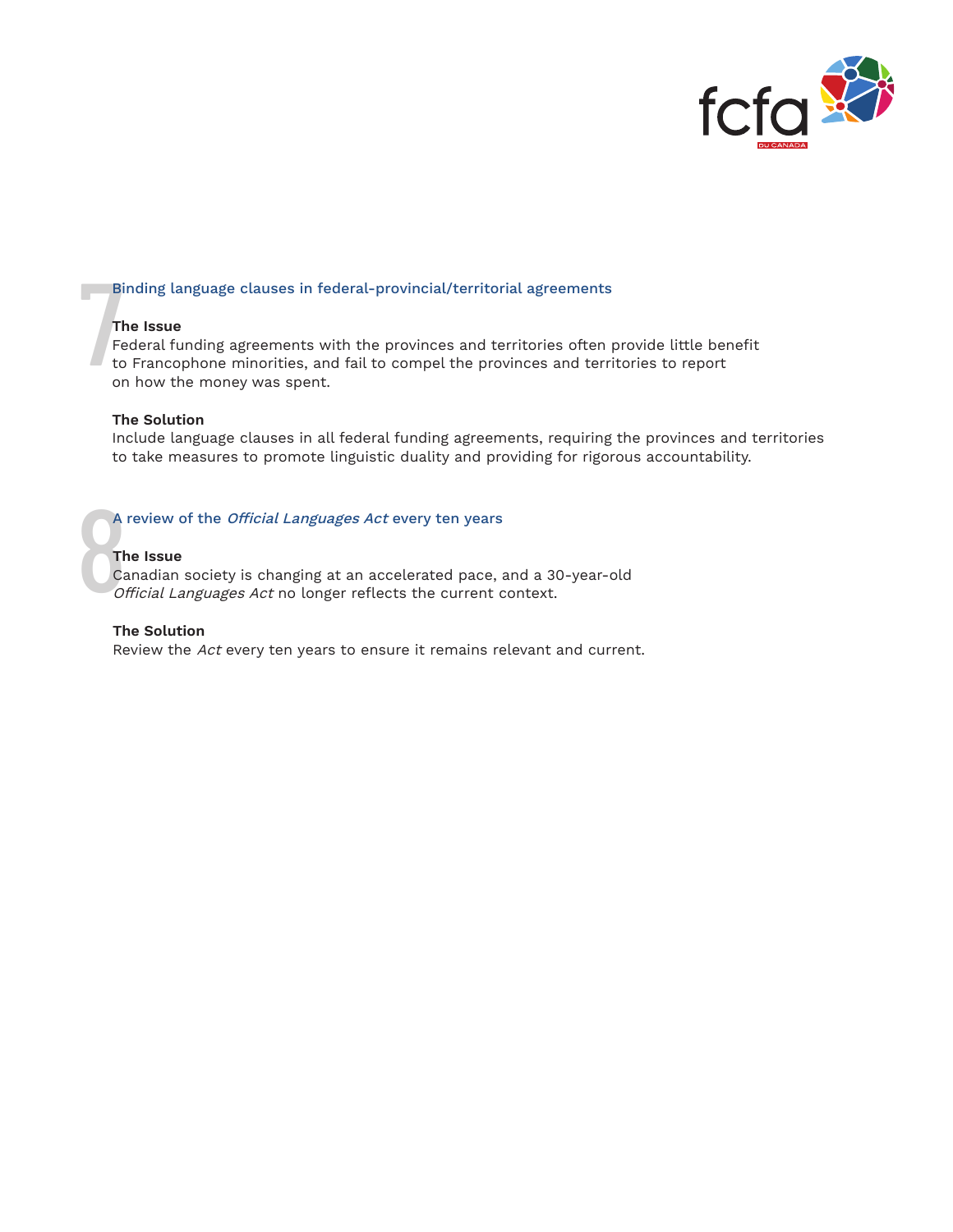## 7 Binding language clauses in federal-provincial/territorial agreements

**The Issue**
Federal funding agreements with the provinces and territories often provide little benefit to Francophone minorities, and fail to compel the provinces and territories to report on how the money was spent.

**The Solution**
Include language clauses in all federal funding agreements, requiring the provinces and territories to take measures to promote linguistic duality and providing for rigorous accountability.

## 8 A review of the *Official Languages Act* every ten years

**The Issue**
Canadian society is changing at an accelerated pace, and a 30-year-old *Official Languages Act* no longer reflects the current context.

**The Solution**
Review the *Act* every ten years to ensure it remains relevant and current.